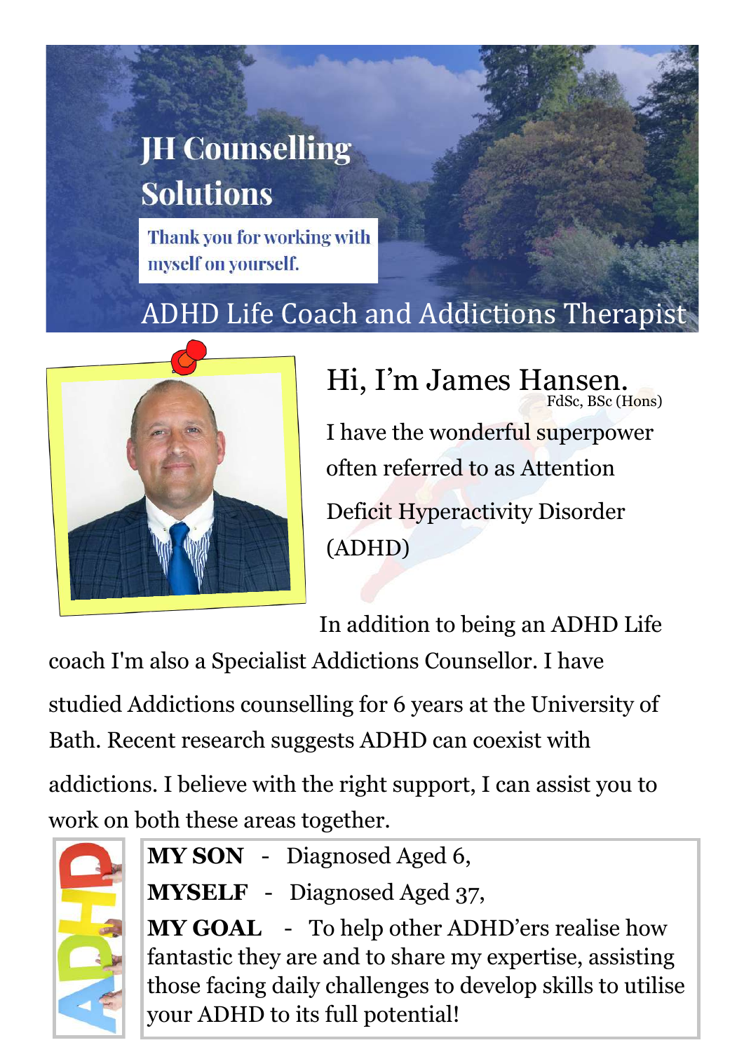# JH Counselling Solutions

Thank you for working with myself on yourself.

## ADHD Life Coach and Addictions Therapist

## Hi, I'm James Hansen.

FdSc, BSc (Hons)

I have the wonderful superpower often referred to as Attention Deficit Hyperactivity Disorder (ADHD)

In addition to being an ADHD Life coach I'm also a Specialist Addictions Counsellor. I have studied Addictions counselling for 6 years at the University of Bath. Recent research suggests ADHD can coexist with addictions. I believe with the right support, I can assist you to work on both these areas together.

ADHD

**MY SON** - Diagnosed Aged 6,

**MYSELF** - Diagnosed Aged 37,

**MY GOAL** - To help other ADHD'ers realise how fantastic they are and to share my expertise, assisting those facing daily challenges to develop skills to utilise your ADHD to its full potential!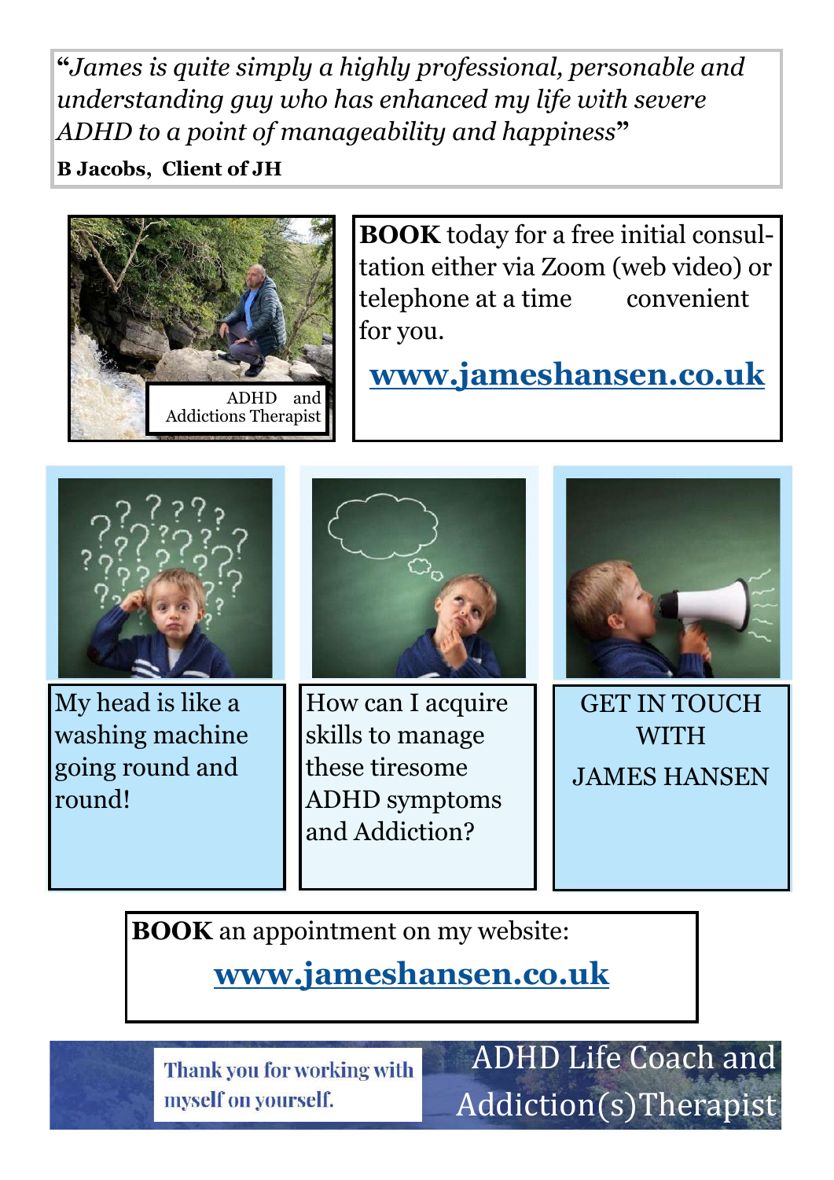"*James is quite simply a highly professional, personable and understanding guy who has enhanced my life with severe ADHD to a point of manageability and happiness*"

**B Jacobs, Client of JH**

ADHD and Addictions Therapist

**BOOK** today for a free initial consultation either via Zoom (web video) or telephone at a time convenient for you.

**[www.jameshansen.co.uk](http://www.jameshansen.co.uk)**

My head is like a washing machine going round and round!

How can I acquire skills to manage these tiresome ADHD symptoms and Addiction?

GET IN TOUCH WITH

JAMES HANSEN

**BOOK** an appointment on my website:

**[www.jameshansen.co.uk](http://www.jameshansen.co.uk)**

Thank you for working with myself on yourself.

ADHD Life Coach and Addiction(s)Therapist